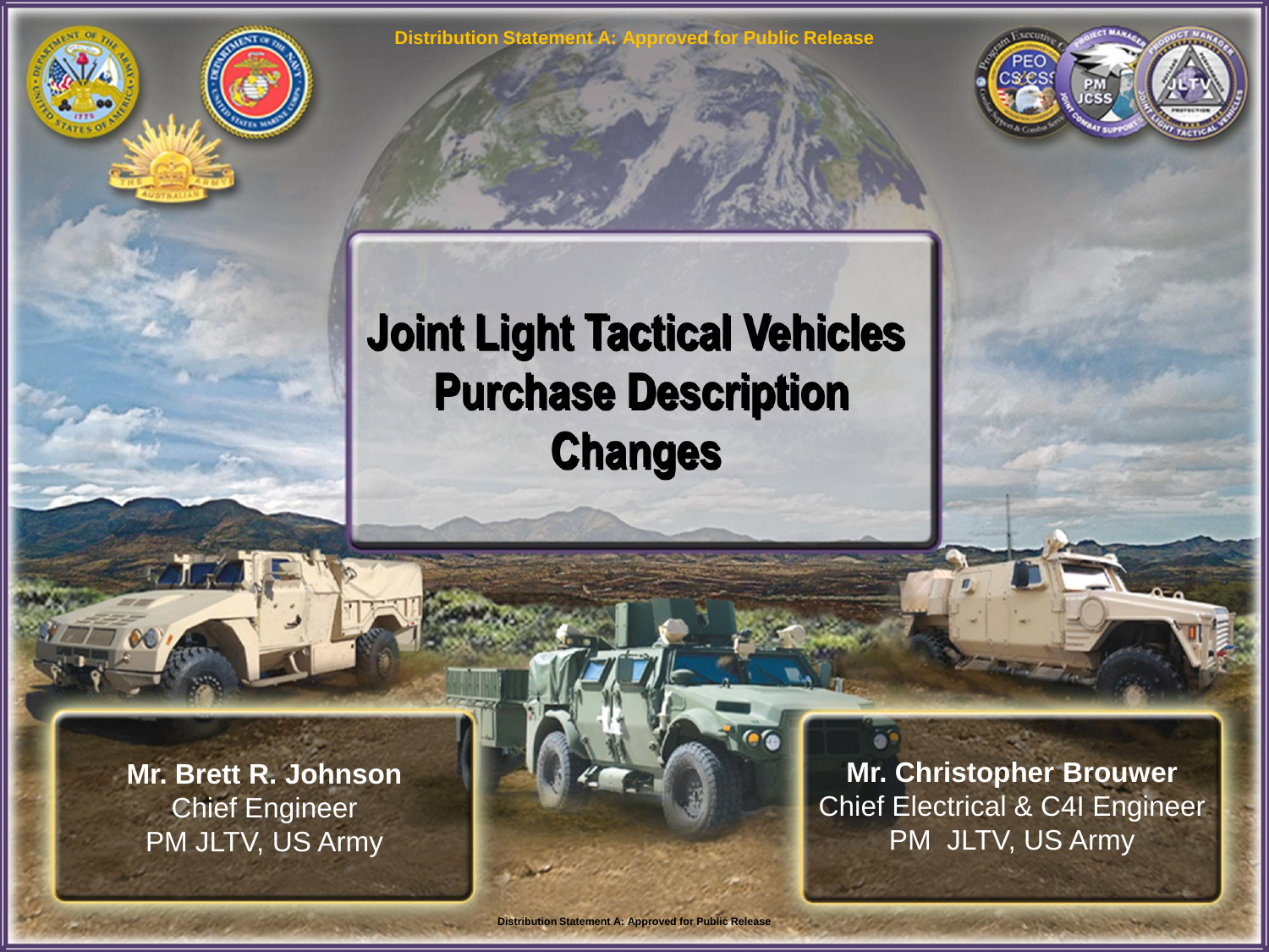Distribution Statement A: Approved for Public Release

# Joint Light Tactical Vehicles Purchase Description Changes

**Mr. Brett R. Johnson**
Chief Engineer
PM JLTV, US Army

**Mr. Christopher Brouwer**
Chief Electrical & C4I Engineer
PM JLTV, US Army

Distribution Statement A: Approved for Public Release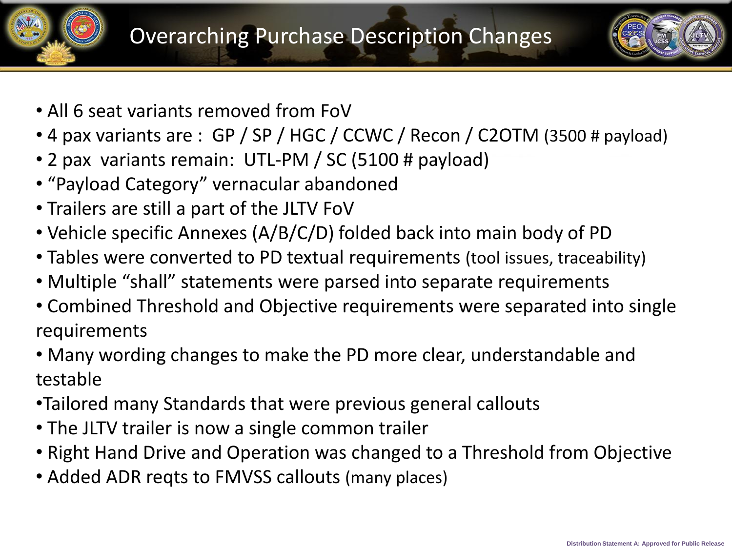# Overarching Purchase Description Changes

- All 6 seat variants removed from FoV
- 4 pax variants are : GP / SP / HGC / CCWC / Recon / C2OTM (3500 # payload)
- 2 pax variants remain: UTL-PM / SC (5100 # payload)
- "Payload Category" vernacular abandoned
- Trailers are still a part of the JLTV FoV
- Vehicle specific Annexes (A/B/C/D) folded back into main body of PD
- Tables were converted to PD textual requirements (tool issues, traceability)
- Multiple "shall" statements were parsed into separate requirements
- Combined Threshold and Objective requirements were separated into single requirements
- Many wording changes to make the PD more clear, understandable and testable
- Tailored many Standards that were previous general callouts
- The JLTV trailer is now a single common trailer
- Right Hand Drive and Operation was changed to a Threshold from Objective
- Added ADR reqts to FMVSS callouts (many places)

Distribution Statement A: Approved for Public Release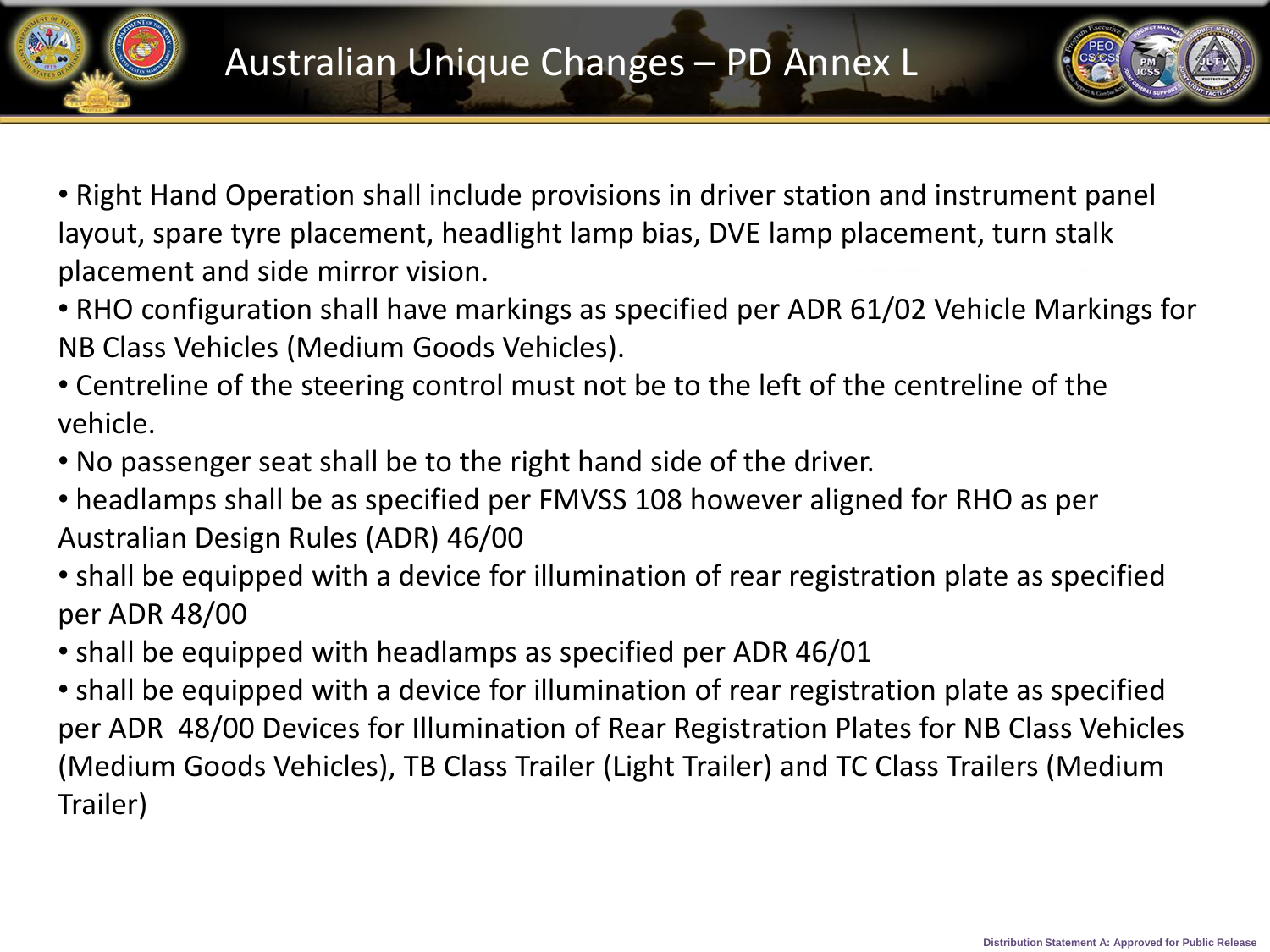# Australian Unique Changes – PD Annex L

- Right Hand Operation shall include provisions in driver station and instrument panel layout, spare tyre placement, headlight lamp bias, DVE lamp placement, turn stalk placement and side mirror vision.
- RHO configuration shall have markings as specified per ADR 61/02 Vehicle Markings for NB Class Vehicles (Medium Goods Vehicles).
- Centreline of the steering control must not be to the left of the centreline of the vehicle.
- No passenger seat shall be to the right hand side of the driver.
- headlamps shall be as specified per FMVSS 108 however aligned for RHO as per Australian Design Rules (ADR) 46/00
- shall be equipped with a device for illumination of rear registration plate as specified per ADR 48/00
- shall be equipped with headlamps as specified per ADR 46/01
- shall be equipped with a device for illumination of rear registration plate as specified per ADR 48/00 Devices for Illumination of Rear Registration Plates for NB Class Vehicles (Medium Goods Vehicles), TB Class Trailer (Light Trailer) and TC Class Trailers (Medium Trailer)

Distribution Statement A: Approved for Public Release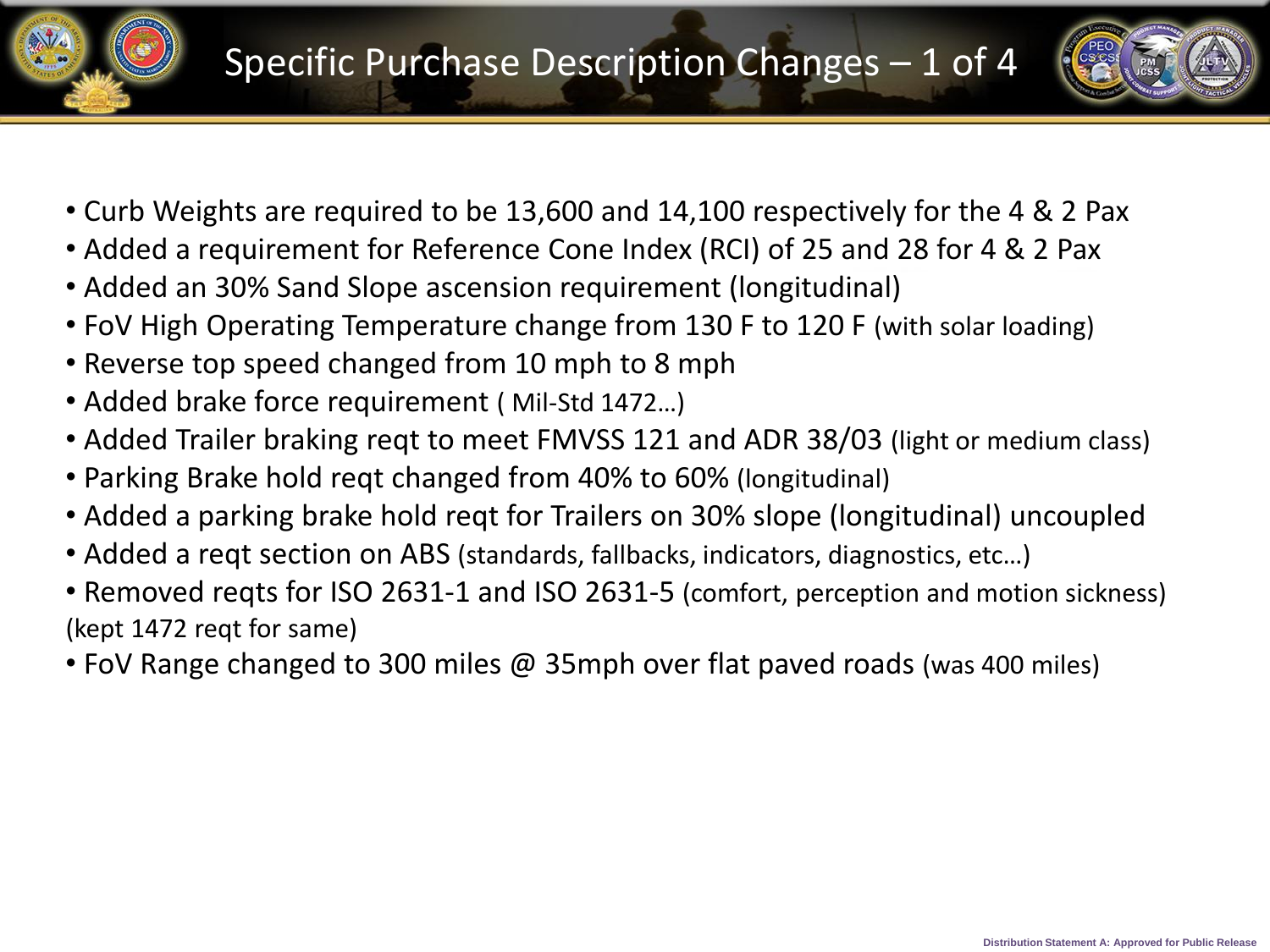# Specific Purchase Description Changes – 1 of 4

- Curb Weights are required to be 13,600 and 14,100 respectively for the 4 & 2 Pax
- Added a requirement for Reference Cone Index (RCI) of 25 and 28 for 4 & 2 Pax
- Added an 30% Sand Slope ascension requirement (longitudinal)
- FoV High Operating Temperature change from 130 F to 120 F (with solar loading)
- Reverse top speed changed from 10 mph to 8 mph
- Added brake force requirement ( Mil-Std 1472…)
- Added Trailer braking reqt to meet FMVSS 121 and ADR 38/03 (light or medium class)
- Parking Brake hold reqt changed from 40% to 60% (longitudinal)
- Added a parking brake hold reqt for Trailers on 30% slope (longitudinal) uncoupled
- Added a reqt section on ABS (standards, fallbacks, indicators, diagnostics, etc…)
- Removed reqts for ISO 2631-1 and ISO 2631-5 (comfort, perception and motion sickness) (kept 1472 reqt for same)
- FoV Range changed to 300 miles @ 35mph over flat paved roads (was 400 miles)

Distribution Statement A: Approved for Public Release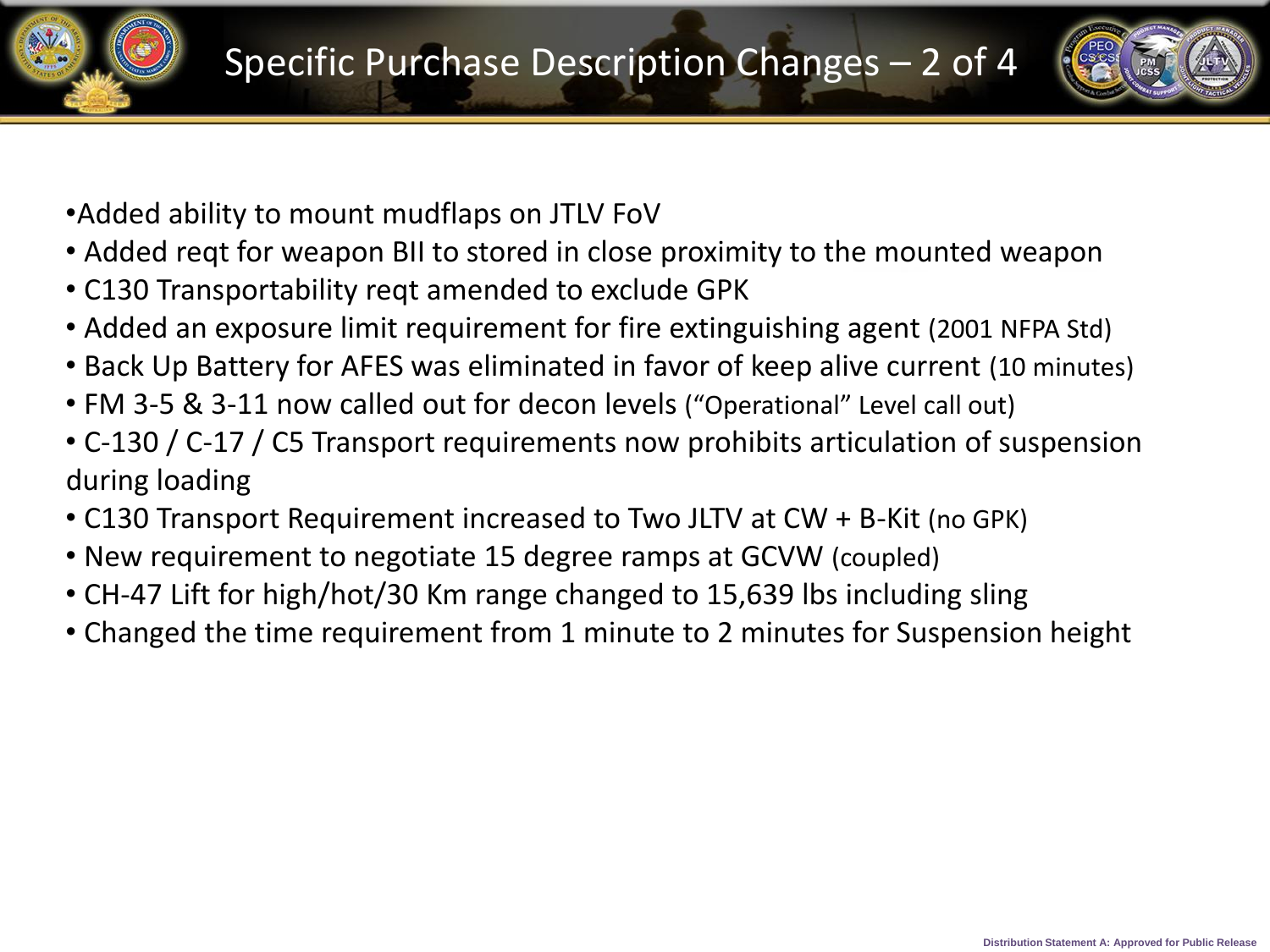# Specific Purchase Description Changes – 2 of 4

- Added ability to mount mudflaps on JTLV FoV
- Added reqt for weapon BII to stored in close proximity to the mounted weapon
- C130 Transportability reqt amended to exclude GPK
- Added an exposure limit requirement for fire extinguishing agent (2001 NFPA Std)
- Back Up Battery for AFES was eliminated in favor of keep alive current (10 minutes)
- FM 3-5 & 3-11 now called out for decon levels (“Operational” Level call out)
- C-130 / C-17 / C5 Transport requirements now prohibits articulation of suspension during loading
- C130 Transport Requirement increased to Two JLTV at CW + B-Kit (no GPK)
- New requirement to negotiate 15 degree ramps at GCVW (coupled)
- CH-47 Lift for high/hot/30 Km range changed to 15,639 lbs including sling
- Changed the time requirement from 1 minute to 2 minutes for Suspension height

Distribution Statement A: Approved for Public Release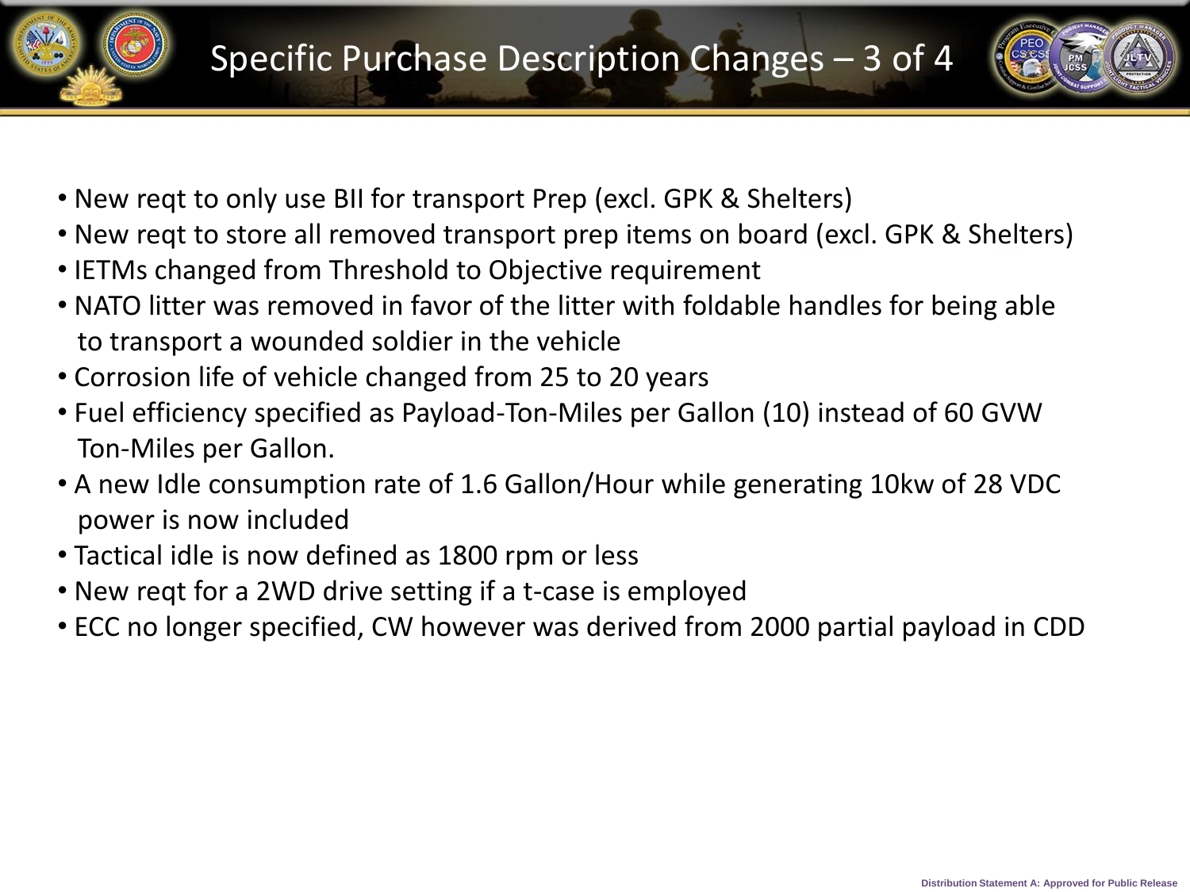# Specific Purchase Description Changes – 3 of 4

- New reqt to only use BII for transport Prep (excl. GPK & Shelters)
- New reqt to store all removed transport prep items on board (excl. GPK & Shelters)
- IETMs changed from Threshold to Objective requirement
- NATO litter was removed in favor of the litter with foldable handles for being able to transport a wounded soldier in the vehicle
- Corrosion life of vehicle changed from 25 to 20 years
- Fuel efficiency specified as Payload-Ton-Miles per Gallon (10) instead of 60 GVW Ton-Miles per Gallon.
- A new Idle consumption rate of 1.6 Gallon/Hour while generating 10kw of 28 VDC power is now included
- Tactical idle is now defined as 1800 rpm or less
- New reqt for a 2WD drive setting if a t-case is employed
- ECC no longer specified, CW however was derived from 2000 partial payload in CDD

Distribution Statement A: Approved for Public Release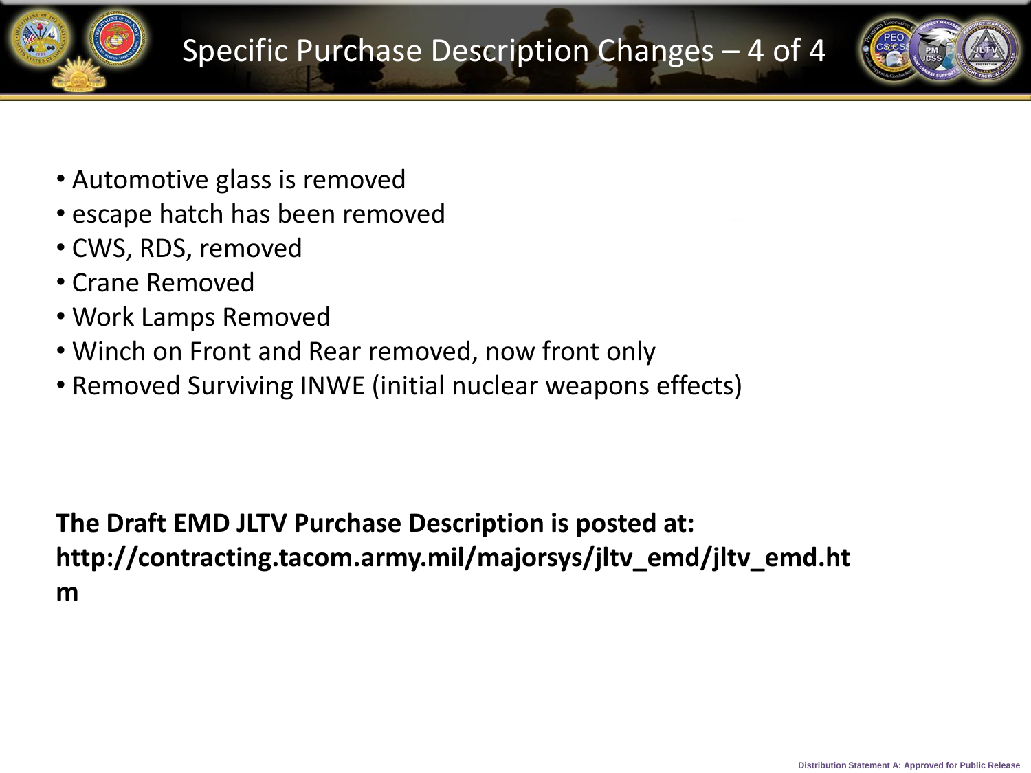# Specific Purchase Description Changes – 4 of 4

- Automotive glass is removed
- escape hatch has been removed
- CWS, RDS, removed
- Crane Removed
- Work Lamps Removed
- Winch on Front and Rear removed, now front only
- Removed Surviving INWE (initial nuclear weapons effects)

**The Draft EMD JLTV Purchase Description is posted at: http://contracting.tacom.army.mil/majorsys/jltv_emd/jltv_emd.htm**

Distribution Statement A: Approved for Public Release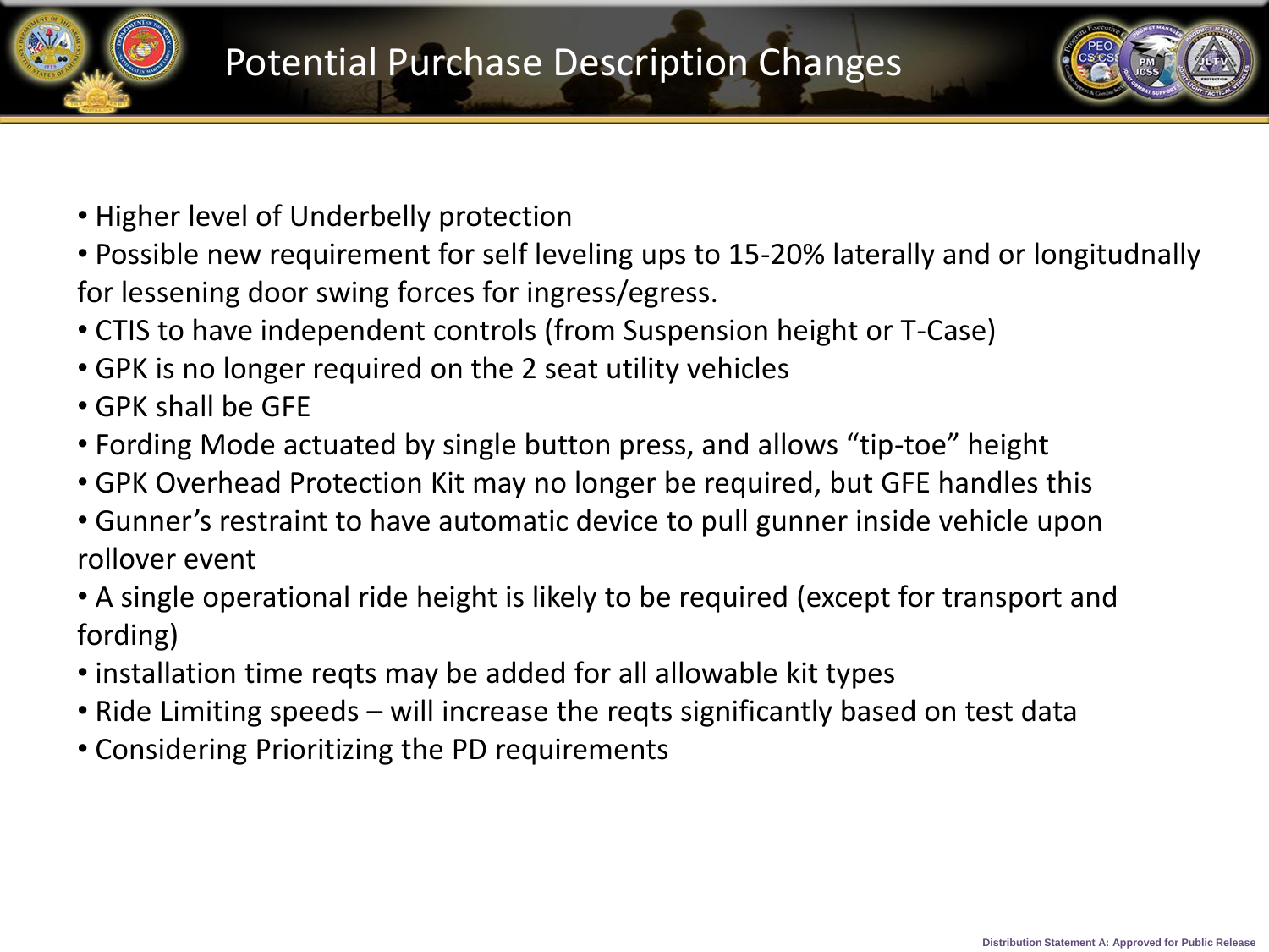# Potential Purchase Description Changes

- Higher level of Underbelly protection
- Possible new requirement for self leveling ups to 15-20% laterally and or longitudnally for lessening door swing forces for ingress/egress.
- CTIS to have independent controls (from Suspension height or T-Case)
- GPK is no longer required on the 2 seat utility vehicles
- GPK shall be GFE
- Fording Mode actuated by single button press, and allows “tip-toe” height
- GPK Overhead Protection Kit may no longer be required, but GFE handles this
- Gunner’s restraint to have automatic device to pull gunner inside vehicle upon rollover event
- A single operational ride height is likely to be required (except for transport and fording)
- installation time reqts may be added for all allowable kit types
- Ride Limiting speeds – will increase the reqts significantly based on test data
- Considering Prioritizing the PD requirements

Distribution Statement A: Approved for Public Release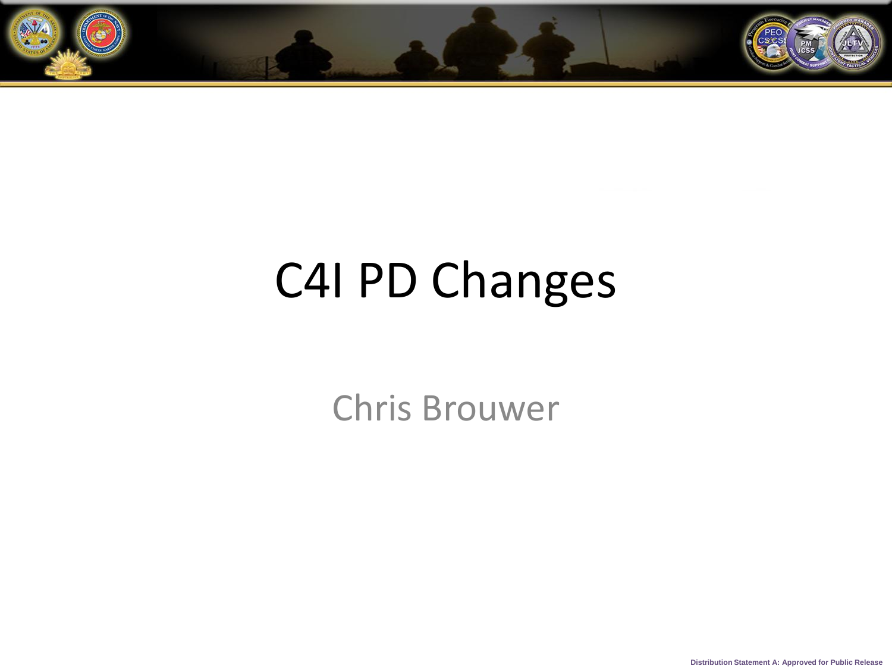# C4I PD Changes

Chris Brouwer

Distribution Statement A: Approved for Public Release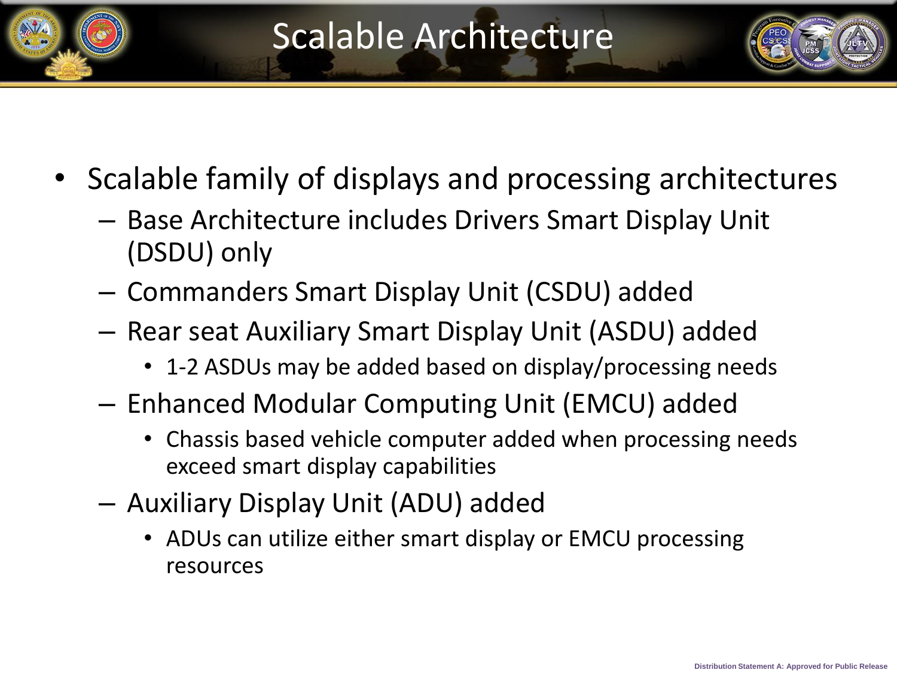# Scalable Architecture

- Scalable family of displays and processing architectures
  - Base Architecture includes Drivers Smart Display Unit (DSDU) only
  - Commanders Smart Display Unit (CSDU) added
  - Rear seat Auxiliary Smart Display Unit (ASDU) added
    - 1-2 ASDUs may be added based on display/processing needs
  - Enhanced Modular Computing Unit (EMCU) added
    - Chassis based vehicle computer added when processing needs exceed smart display capabilities
  - Auxiliary Display Unit (ADU) added
    - ADUs can utilize either smart display or EMCU processing resources

Distribution Statement A: Approved for Public Release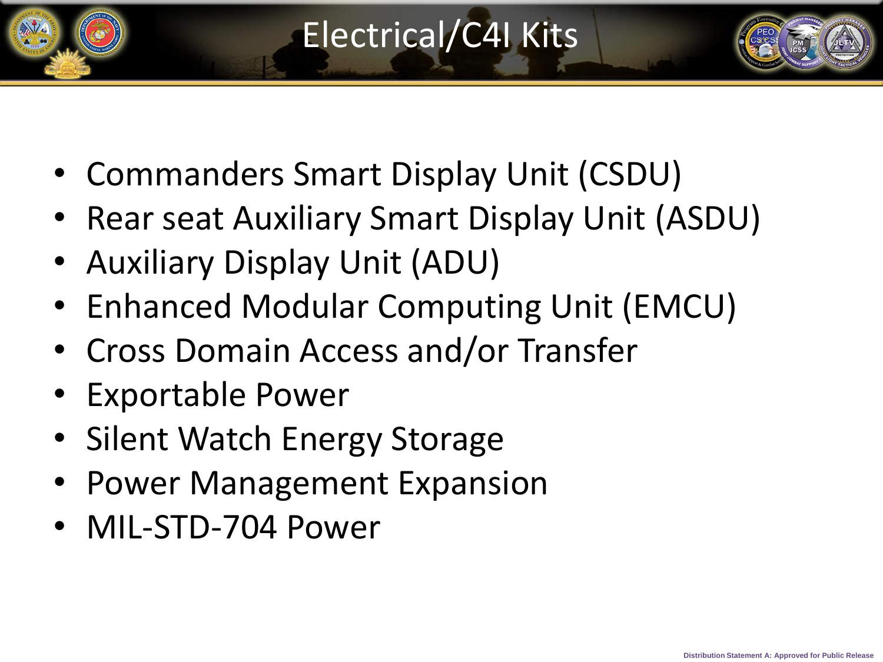# Electrical/C4I Kits

- Commanders Smart Display Unit (CSDU)
- Rear seat Auxiliary Smart Display Unit (ASDU)
- Auxiliary Display Unit (ADU)
- Enhanced Modular Computing Unit (EMCU)
- Cross Domain Access and/or Transfer
- Exportable Power
- Silent Watch Energy Storage
- Power Management Expansion
- MIL-STD-704 Power

Distribution Statement A: Approved for Public Release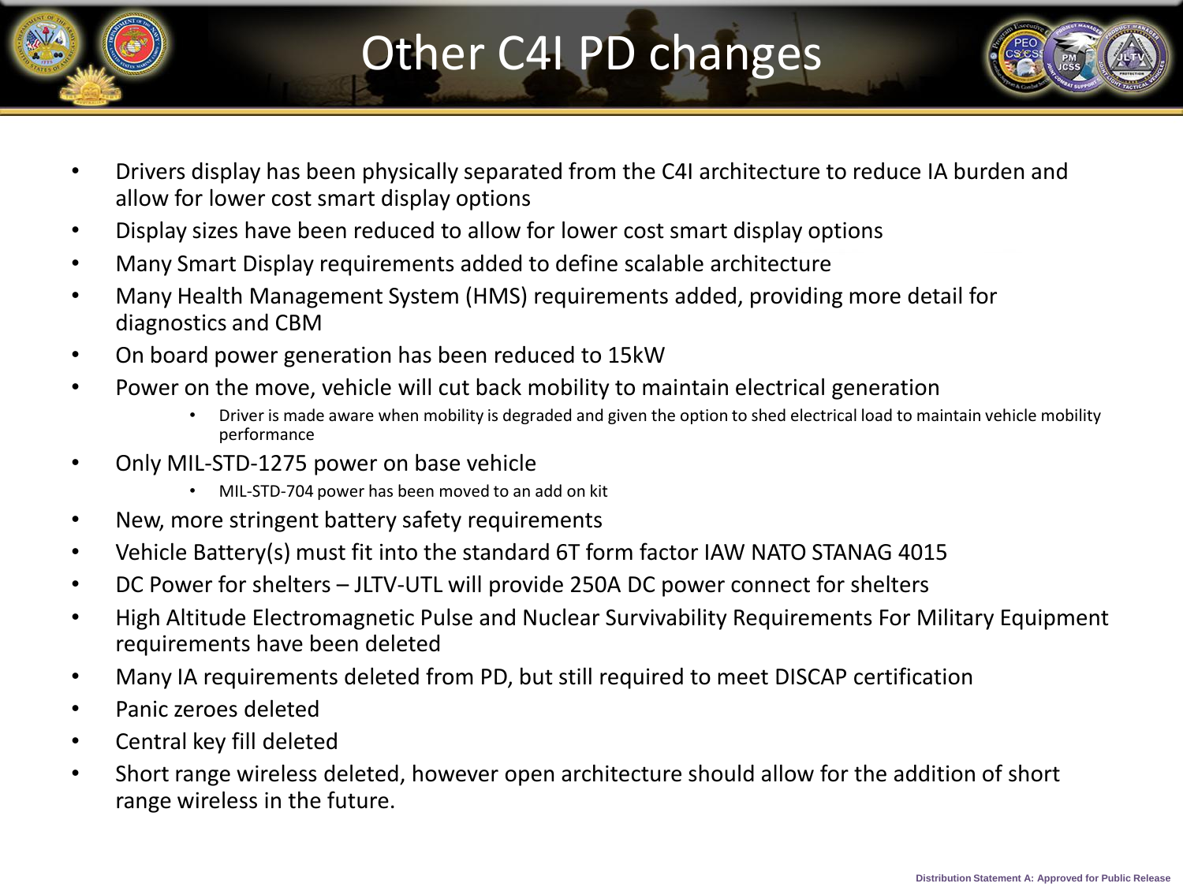# Other C4I PD changes

- Drivers display has been physically separated from the C4I architecture to reduce IA burden and allow for lower cost smart display options
- Display sizes have been reduced to allow for lower cost smart display options
- Many Smart Display requirements added to define scalable architecture
- Many Health Management System (HMS) requirements added, providing more detail for diagnostics and CBM
- On board power generation has been reduced to 15kW
- Power on the move, vehicle will cut back mobility to maintain electrical generation
    - Driver is made aware when mobility is degraded and given the option to shed electrical load to maintain vehicle mobility performance
- Only MIL-STD-1275 power on base vehicle
    - MIL-STD-704 power has been moved to an add on kit
- New, more stringent battery safety requirements
- Vehicle Battery(s) must fit into the standard 6T form factor IAW NATO STANAG 4015
- DC Power for shelters – JLTV-UTL will provide 250A DC power connect for shelters
- High Altitude Electromagnetic Pulse and Nuclear Survivability Requirements For Military Equipment requirements have been deleted
- Many IA requirements deleted from PD, but still required to meet DISCAP certification
- Panic zeroes deleted
- Central key fill deleted
- Short range wireless deleted, however open architecture should allow for the addition of short range wireless in the future.

Distribution Statement A: Approved for Public Release